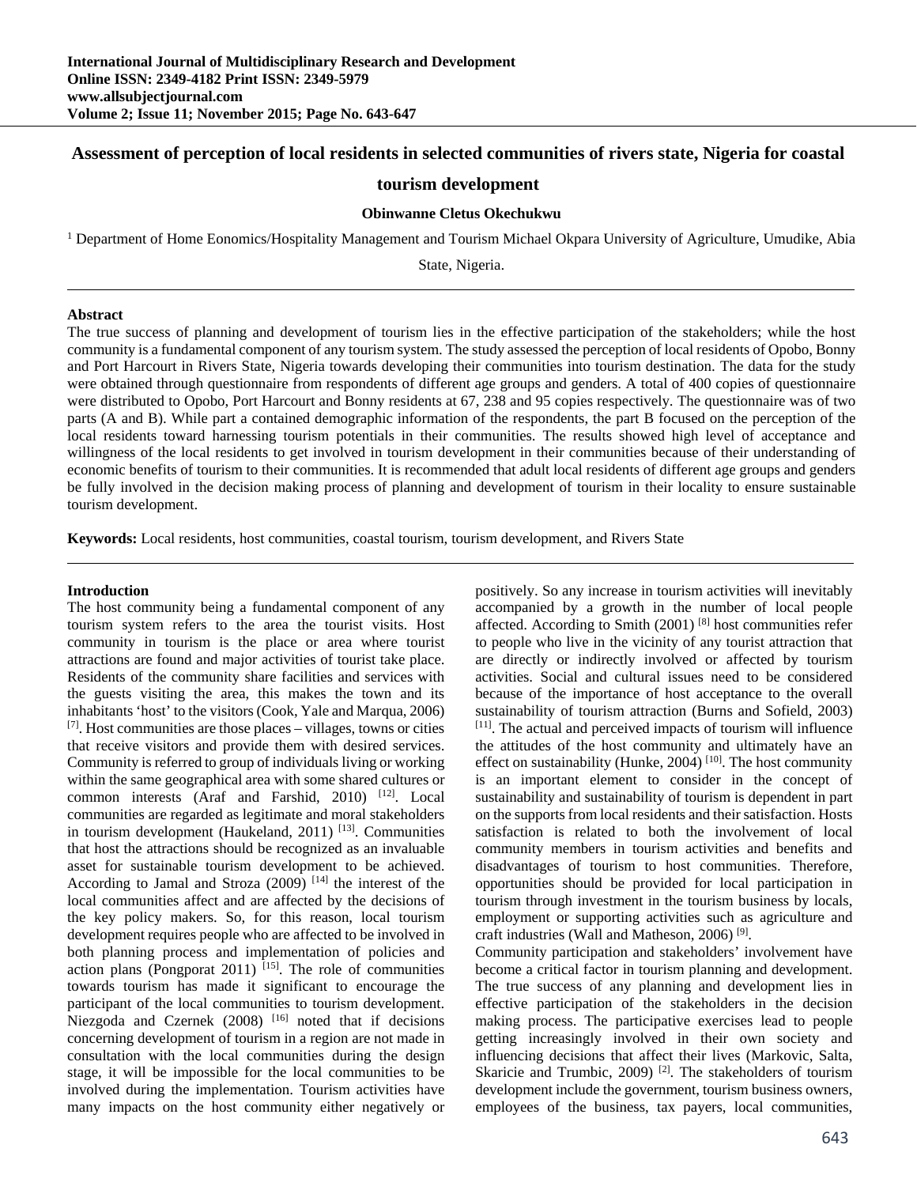# Assessment of perception of local residents in selected communities of rivers state, Nigeria for coastal tourism development

**Obinwanne Cletus Okechukwu**

[1] Department of Home Eonomics/Hospitality Management and Tourism Michael Okpara University of Agriculture, Umudike, Abia State, Nigeria.

## Abstract

The true success of planning and development of tourism lies in the effective participation of the stakeholders; while the host community is a fundamental component of any tourism system. The study assessed the perception of local residents of Opobo, Bonny and Port Harcourt in Rivers State, Nigeria towards developing their communities into tourism destination. The data for the study were obtained through questionnaire from respondents of different age groups and genders. A total of 400 copies of questionnaire were distributed to Opobo, Port Harcourt and Bonny residents at 67, 238 and 95 copies respectively. The questionnaire was of two parts (A and B). While part a contained demographic information of the respondents, the part B focused on the perception of the local residents toward harnessing tourism potentials in their communities. The results showed high level of acceptance and willingness of the local residents to get involved in tourism development in their communities because of their understanding of economic benefits of tourism to their communities. It is recommended that adult local residents of different age groups and genders be fully involved in the decision making process of planning and development of tourism in their locality to ensure sustainable tourism development.

**Keywords:** Local residents, host communities, coastal tourism, tourism development, and Rivers State

## Introduction

The host community being a fundamental component of any tourism system refers to the area the tourist visits. Host community in tourism is the place or area where tourist attractions are found and major activities of tourist take place. Residents of the community share facilities and services with the guests visiting the area, this makes the town and its inhabitants 'host' to the visitors (Cook, Yale and Marqua, 2006) [7]. Host communities are those places – villages, towns or cities that receive visitors and provide them with desired services. Community is referred to group of individuals living or working within the same geographical area with some shared cultures or common interests (Araf and Farshid, 2010) [12]. Local communities are regarded as legitimate and moral stakeholders in tourism development (Haukeland, 2011) [13]. Communities that host the attractions should be recognized as an invaluable asset for sustainable tourism development to be achieved. According to Jamal and Stroza (2009) [14] the interest of the local communities affect and are affected by the decisions of the key policy makers. So, for this reason, local tourism development requires people who are affected to be involved in both planning process and implementation of policies and action plans (Pongporat 2011) [15]. The role of communities towards tourism has made it significant to encourage the participant of the local communities to tourism development. Niezgoda and Czernek (2008) [16] noted that if decisions concerning development of tourism in a region are not made in consultation with the local communities during the design stage, it will be impossible for the local communities to be involved during the implementation. Tourism activities have many impacts on the host community either negatively or positively. So any increase in tourism activities will inevitably accompanied by a growth in the number of local people affected. According to Smith (2001) [8] host communities refer to people who live in the vicinity of any tourist attraction that are directly or indirectly involved or affected by tourism activities. Social and cultural issues need to be considered because of the importance of host acceptance to the overall sustainability of tourism attraction (Burns and Sofield, 2003) [11]. The actual and perceived impacts of tourism will influence the attitudes of the host community and ultimately have an effect on sustainability (Hunke, 2004) [10]. The host community is an important element to consider in the concept of sustainability and sustainability of tourism is dependent in part on the supports from local residents and their satisfaction. Hosts satisfaction is related to both the involvement of local community members in tourism activities and benefits and disadvantages of tourism to host communities. Therefore, opportunities should be provided for local participation in tourism through investment in the tourism business by locals, employment or supporting activities such as agriculture and craft industries (Wall and Matheson, 2006) [9].

Community participation and stakeholders' involvement have become a critical factor in tourism planning and development. The true success of any planning and development lies in effective participation of the stakeholders in the decision making process. The participative exercises lead to people getting increasingly involved in their own society and influencing decisions that affect their lives (Markovic, Salta, Skaricie and Trumbic, 2009) [2]. The stakeholders of tourism development include the government, tourism business owners, employees of the business, tax payers, local communities,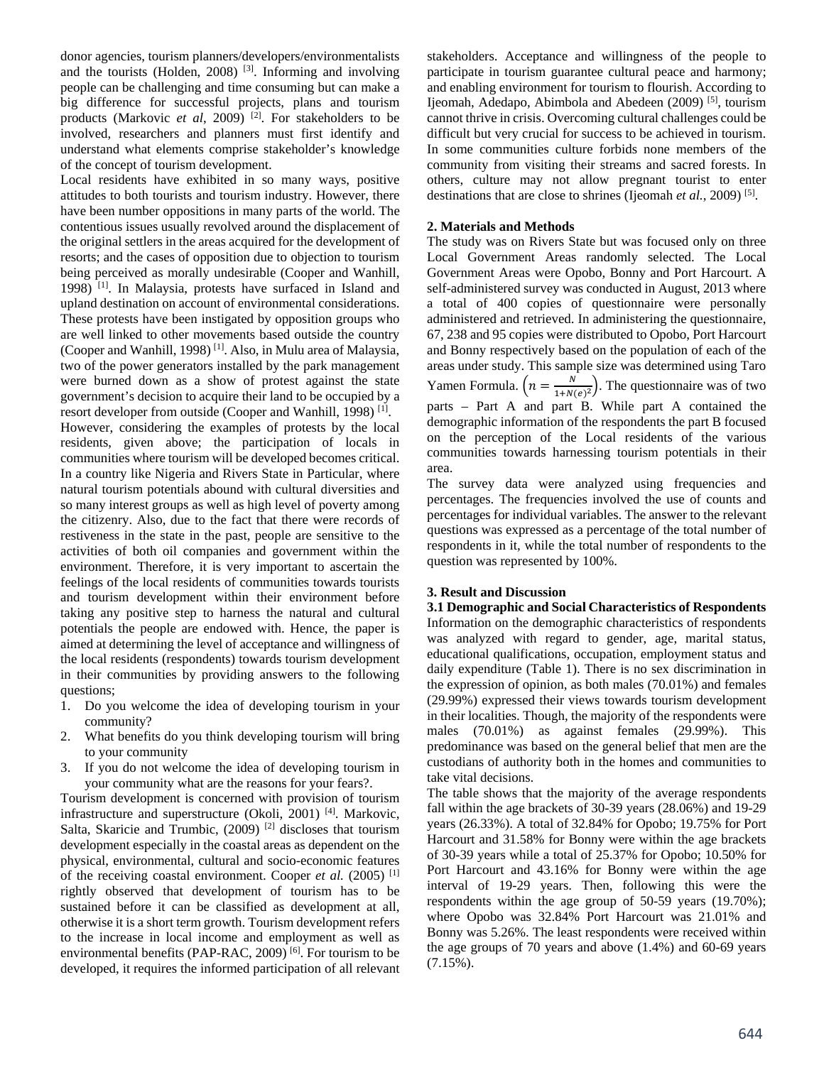donor agencies, tourism planners/developers/environmentalists and the tourists (Holden, 2008) [3]. Informing and involving people can be challenging and time consuming but can make a big difference for successful projects, plans and tourism products (Markovic *et al*, 2009) [2]. For stakeholders to be involved, researchers and planners must first identify and understand what elements comprise stakeholder's knowledge of the concept of tourism development.

Local residents have exhibited in so many ways, positive attitudes to both tourists and tourism industry. However, there have been number oppositions in many parts of the world. The contentious issues usually revolved around the displacement of the original settlers in the areas acquired for the development of resorts; and the cases of opposition due to objection to tourism being perceived as morally undesirable (Cooper and Wanhill, 1998) [1]. In Malaysia, protests have surfaced in Island and upland destination on account of environmental considerations. These protests have been instigated by opposition groups who are well linked to other movements based outside the country (Cooper and Wanhill, 1998) [1]. Also, in Mulu area of Malaysia, two of the power generators installed by the park management were burned down as a show of protest against the state government's decision to acquire their land to be occupied by a resort developer from outside (Cooper and Wanhill, 1998) [1].

However, considering the examples of protests by the local residents, given above; the participation of locals in communities where tourism will be developed becomes critical. In a country like Nigeria and Rivers State in Particular, where natural tourism potentials abound with cultural diversities and so many interest groups as well as high level of poverty among the citizenry. Also, due to the fact that there were records of restiveness in the state in the past, people are sensitive to the activities of both oil companies and government within the environment. Therefore, it is very important to ascertain the feelings of the local residents of communities towards tourists and tourism development within their environment before taking any positive step to harness the natural and cultural potentials the people are endowed with. Hence, the paper is aimed at determining the level of acceptance and willingness of the local residents (respondents) towards tourism development in their communities by providing answers to the following questions;

1. Do you welcome the idea of developing tourism in your community?
2. What benefits do you think developing tourism will bring to your community
3. If you do not welcome the idea of developing tourism in your community what are the reasons for your fears?.

Tourism development is concerned with provision of tourism infrastructure and superstructure (Okoli, 2001) [4]. Markovic, Salta, Skaricie and Trumbic, (2009) [2] discloses that tourism development especially in the coastal areas as dependent on the physical, environmental, cultural and socio-economic features of the receiving coastal environment. Cooper *et al.* (2005) [1] rightly observed that development of tourism has to be sustained before it can be classified as development at all, otherwise it is a short term growth. Tourism development refers to the increase in local income and employment as well as environmental benefits (PAP-RAC, 2009) [6]. For tourism to be developed, it requires the informed participation of all relevant stakeholders. Acceptance and willingness of the people to participate in tourism guarantee cultural peace and harmony; and enabling environment for tourism to flourish. According to Ijeomah, Adedapo, Abimbola and Abedeen (2009) [5], tourism cannot thrive in crisis. Overcoming cultural challenges could be difficult but very crucial for success to be achieved in tourism. In some communities culture forbids none members of the community from visiting their streams and sacred forests. In others, culture may not allow pregnant tourist to enter destinations that are close to shrines (Ijeomah *et al.*, 2009) [5].

## 2. Materials and Methods

The study was on Rivers State but was focused only on three Local Government Areas randomly selected. The Local Government Areas were Opobo, Bonny and Port Harcourt. A self-administered survey was conducted in August, 2013 where a total of 400 copies of questionnaire were personally administered and retrieved. In administering the questionnaire, 67, 238 and 95 copies were distributed to Opobo, Port Harcourt and Bonny respectively based on the population of each of the areas under study. This sample size was determined using Taro Yamen Formula. $\left(n = \frac{N}{1+N(e)^2}\right)$. The questionnaire was of two parts – Part A and part B. While part A contained the demographic information of the respondents the part B focused on the perception of the Local residents of the various communities towards harnessing tourism potentials in their area.

The survey data were analyzed using frequencies and percentages. The frequencies involved the use of counts and percentages for individual variables. The answer to the relevant questions was expressed as a percentage of the total number of respondents in it, while the total number of respondents to the question was represented by 100%.

## 3. Result and Discussion

### 3.1 Demographic and Social Characteristics of Respondents

Information on the demographic characteristics of respondents was analyzed with regard to gender, age, marital status, educational qualifications, occupation, employment status and daily expenditure (Table 1). There is no sex discrimination in the expression of opinion, as both males (70.01%) and females (29.99%) expressed their views towards tourism development in their localities. Though, the majority of the respondents were males (70.01%) as against females (29.99%). This predominance was based on the general belief that men are the custodians of authority both in the homes and communities to take vital decisions.

The table shows that the majority of the average respondents fall within the age brackets of 30-39 years (28.06%) and 19-29 years (26.33%). A total of 32.84% for Opobo; 19.75% for Port Harcourt and 31.58% for Bonny were within the age brackets of 30-39 years while a total of 25.37% for Opobo; 10.50% for Port Harcourt and 43.16% for Bonny were within the age interval of 19-29 years. Then, following this were the respondents within the age group of 50-59 years (19.70%); where Opobo was 32.84% Port Harcourt was 21.01% and Bonny was 5.26%. The least respondents were received within the age groups of 70 years and above (1.4%) and 60-69 years (7.15%).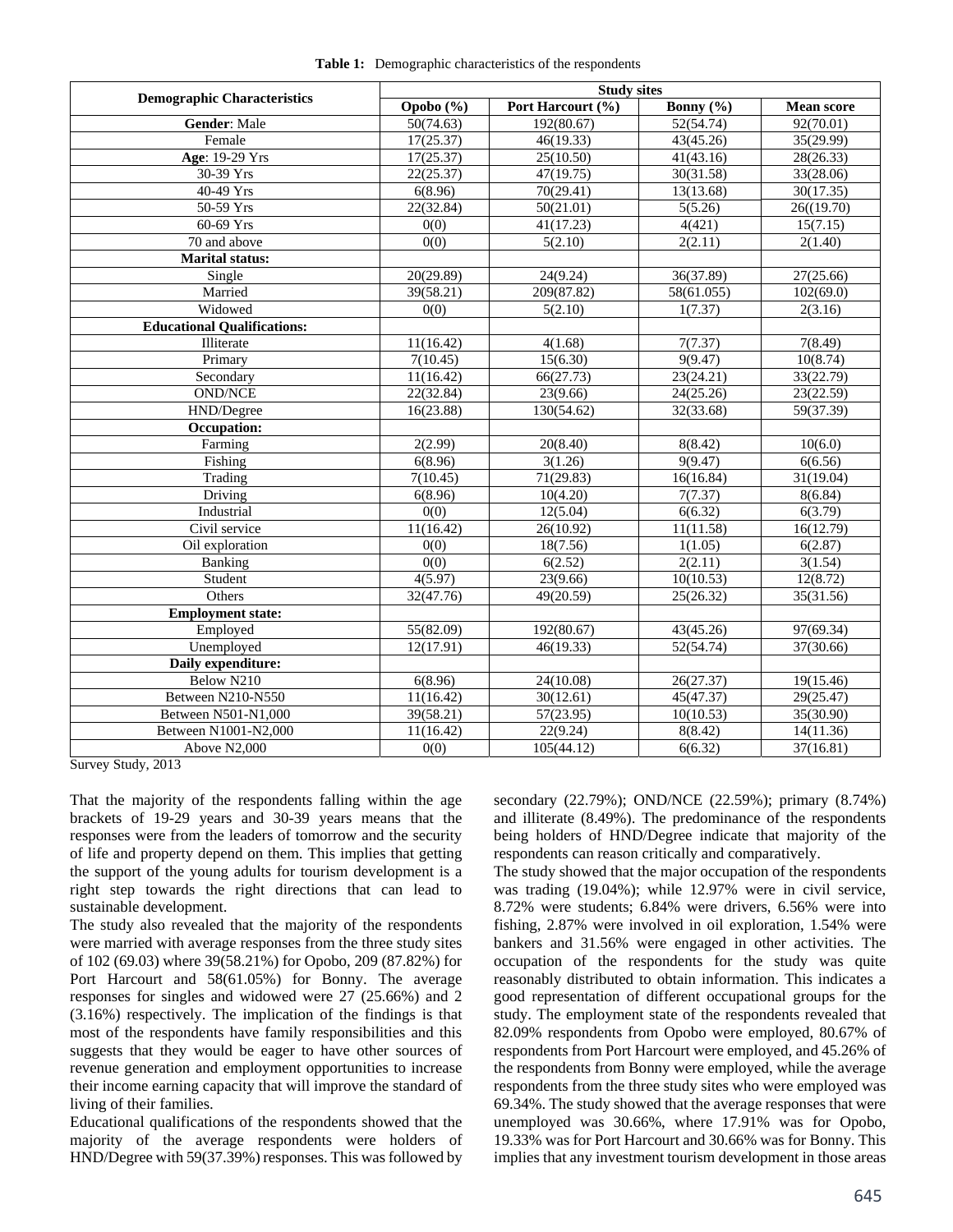**Table 1:** Demographic characteristics of the respondents

| Demographic Characteristics | Study sites | | | |
|---|---|---|---|---|
| | Opobo (%) | Port Harcourt (%) | Bonny (%) | Mean score |
| **Gender**: Male | 50(74.63) | 192(80.67) | 52(54.74) | 92(70.01) |
| Female | 17(25.37) | 46(19.33) | 43(45.26) | 35(29.99) |
| **Age**: 19-29 Yrs | 17(25.37) | 25(10.50) | 41(43.16) | 28(26.33) |
| 30-39 Yrs | 22(25.37) | 47(19.75) | 30(31.58) | 33(28.06) |
| 40-49 Yrs | 6(8.96) | 70(29.41) | 13(13.68) | 30(17.35) |
| 50-59 Yrs | 22(32.84) | 50(21.01) | 5(5.26) | 26((19.70) |
| 60-69 Yrs | 0(0) | 41(17.23) | 4(421) | 15(7.15) |
| 70 and above | 0(0) | 5(2.10) | 2(2.11) | 2(1.40) |
| **Marital status:** | | | | |
| Single | 20(29.89) | 24(9.24) | 36(37.89) | 27(25.66) |
| Married | 39(58.21) | 209(87.82) | 58(61.055) | 102(69.0) |
| Widowed | 0(0) | 5(2.10) | 1(7.37) | 2(3.16) |
| **Educational Qualifications:** | | | | |
| Illiterate | 11(16.42) | 4(1.68) | 7(7.37) | 7(8.49) |
| Primary | 7(10.45) | 15(6.30) | 9(9.47) | 10(8.74) |
| Secondary | 11(16.42) | 66(27.73) | 23(24.21) | 33(22.79) |
| OND/NCE | 22(32.84) | 23(9.66) | 24(25.26) | 23(22.59) |
| HND/Degree | 16(23.88) | 130(54.62) | 32(33.68) | 59(37.39) |
| **Occupation:** | | | | |
| Farming | 2(2.99) | 20(8.40) | 8(8.42) | 10(6.0) |
| Fishing | 6(8.96) | 3(1.26) | 9(9.47) | 6(6.56) |
| Trading | 7(10.45) | 71(29.83) | 16(16.84) | 31(19.04) |
| Driving | 6(8.96) | 10(4.20) | 7(7.37) | 8(6.84) |
| Industrial | 0(0) | 12(5.04) | 6(6.32) | 6(3.79) |
| Civil service | 11(16.42) | 26(10.92) | 11(11.58) | 16(12.79) |
| Oil exploration | 0(0) | 18(7.56) | 1(1.05) | 6(2.87) |
| Banking | 0(0) | 6(2.52) | 2(2.11) | 3(1.54) |
| Student | 4(5.97) | 23(9.66) | 10(10.53) | 12(8.72) |
| Others | 32(47.76) | 49(20.59) | 25(26.32) | 35(31.56) |
| **Employment state:** | | | | |
| Employed | 55(82.09) | 192(80.67) | 43(45.26) | 97(69.34) |
| Unemployed | 12(17.91) | 46(19.33) | 52(54.74) | 37(30.66) |
| **Daily expenditure:** | | | | |
| Below N210 | 6(8.96) | 24(10.08) | 26(27.37) | 19(15.46) |
| Between N210-N550 | 11(16.42) | 30(12.61) | 45(47.37) | 29(25.47) |
| Between N501-N1,000 | 39(58.21) | 57(23.95) | 10(10.53) | 35(30.90) |
| Between N1001-N2,000 | 11(16.42) | 22(9.24) | 8(8.42) | 14(11.36) |
| Above N2,000 | 0(0) | 105(44.12) | 6(6.32) | 37(16.81) |

Survey Study, 2013

That the majority of the respondents falling within the age brackets of 19-29 years and 30-39 years means that the responses were from the leaders of tomorrow and the security of life and property depend on them. This implies that getting the support of the young adults for tourism development is a right step towards the right directions that can lead to sustainable development.

The study also revealed that the majority of the respondents were married with average responses from the three study sites of 102 (69.03) where 39(58.21%) for Opobo, 209 (87.82%) for Port Harcourt and 58(61.05%) for Bonny. The average responses for singles and widowed were 27 (25.66%) and 2 (3.16%) respectively. The implication of the findings is that most of the respondents have family responsibilities and this suggests that they would be eager to have other sources of revenue generation and employment opportunities to increase their income earning capacity that will improve the standard of living of their families.

Educational qualifications of the respondents showed that the majority of the average respondents were holders of HND/Degree with 59(37.39%) responses. This was followed by secondary (22.79%); OND/NCE (22.59%); primary (8.74%) and illiterate (8.49%). The predominance of the respondents being holders of HND/Degree indicate that majority of the respondents can reason critically and comparatively.

The study showed that the major occupation of the respondents was trading (19.04%); while 12.97% were in civil service, 8.72% were students; 6.84% were drivers, 6.56% were into fishing, 2.87% were involved in oil exploration, 1.54% were bankers and 31.56% were engaged in other activities. The occupation of the respondents for the study was quite reasonably distributed to obtain information. This indicates a good representation of different occupational groups for the study. The employment state of the respondents revealed that 82.09% respondents from Opobo were employed, 80.67% of respondents from Port Harcourt were employed, and 45.26% of the respondents from Bonny were employed, while the average respondents from the three study sites who were employed was 69.34%. The study showed that the average responses that were unemployed was 30.66%, where 17.91% was for Opobo, 19.33% was for Port Harcourt and 30.66% was for Bonny. This implies that any investment tourism development in those areas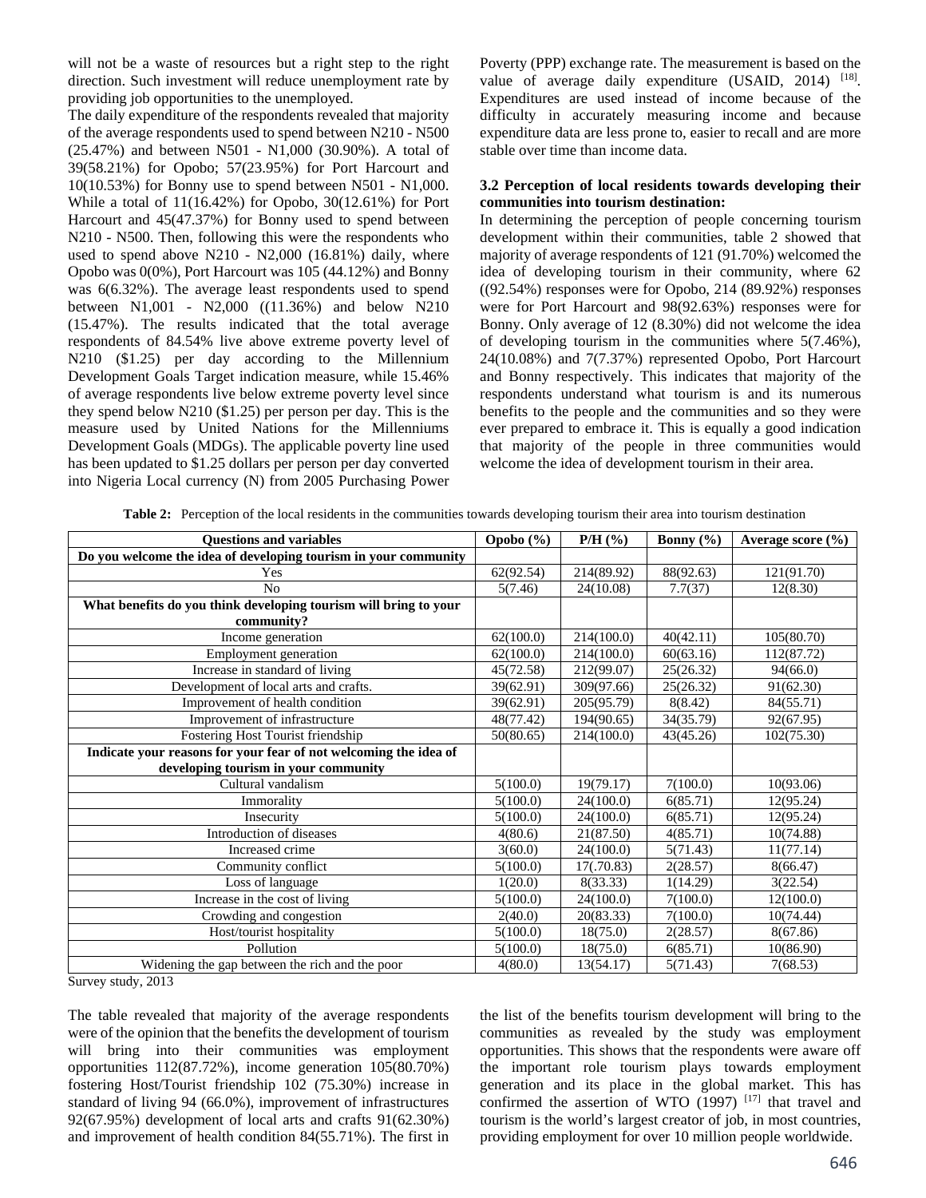will not be a waste of resources but a right step to the right direction. Such investment will reduce unemployment rate by providing job opportunities to the unemployed.

The daily expenditure of the respondents revealed that majority of the average respondents used to spend between N210 - N500 (25.47%) and between N501 - N1,000 (30.90%). A total of 39(58.21%) for Opobo; 57(23.95%) for Port Harcourt and 10(10.53%) for Bonny use to spend between N501 - N1,000. While a total of 11(16.42%) for Opobo, 30(12.61%) for Port Harcourt and 45(47.37%) for Bonny used to spend between N210 - N500. Then, following this were the respondents who used to spend above N210 - N2,000 (16.81%) daily, where Opobo was 0(0%), Port Harcourt was 105 (44.12%) and Bonny was 6(6.32%). The average least respondents used to spend between N1,001 - N2,000 ((11.36%) and below N210 (15.47%). The results indicated that the total average respondents of 84.54% live above extreme poverty level of N210 ($1.25) per day according to the Millennium Development Goals Target indication measure, while 15.46% of average respondents live below extreme poverty level since they spend below N210 ($1.25) per person per day. This is the measure used by United Nations for the Millenniums Development Goals (MDGs). The applicable poverty line used has been updated to $1.25 dollars per person per day converted into Nigeria Local currency (N) from 2005 Purchasing Power Poverty (PPP) exchange rate. The measurement is based on the value of average daily expenditure (USAID, 2014) [18]. Expenditures are used instead of income because of the difficulty in accurately measuring income and because expenditure data are less prone to, easier to recall and are more stable over time than income data.

### 3.2 Perception of local residents towards developing their communities into tourism destination:

In determining the perception of people concerning tourism development within their communities, table 2 showed that majority of average respondents of 121 (91.70%) welcomed the idea of developing tourism in their community, where 62 ((92.54%) responses were for Opobo, 214 (89.92%) responses were for Port Harcourt and 98(92.63%) responses were for Bonny. Only average of 12 (8.30%) did not welcome the idea of developing tourism in the communities where 5(7.46%), 24(10.08%) and 7(7.37%) represented Opobo, Port Harcourt and Bonny respectively. This indicates that majority of the respondents understand what tourism is and its numerous benefits to the people and the communities and so they were ever prepared to embrace it. This is equally a good indication that majority of the people in three communities would welcome the idea of development tourism in their area.

**Table 2:** Perception of the local residents in the communities towards developing tourism their area into tourism destination

| Questions and variables | Opobo (%) | P/H (%) | Bonny (%) | Average score (%) |
|---|---|---|---|---|
| **Do you welcome the idea of developing tourism in your community** | | | | |
| Yes | 62(92.54) | 214(89.92) | 88(92.63) | 121(91.70) |
| No | 5(7.46) | 24(10.08) | 7.7(37) | 12(8.30) |
| **What benefits do you think developing tourism will bring to your community?** | | | | |
| Income generation | 62(100.0) | 214(100.0) | 40(42.11) | 105(80.70) |
| Employment generation | 62(100.0) | 214(100.0) | 60(63.16) | 112(87.72) |
| Increase in standard of living | 45(72.58) | 212(99.07) | 25(26.32) | 94(66.0) |
| Development of local arts and crafts. | 39(62.91) | 309(97.66) | 25(26.32) | 91(62.30) |
| Improvement of health condition | 39(62.91) | 205(95.79) | 8(8.42) | 84(55.71) |
| Improvement of infrastructure | 48(77.42) | 194(90.65) | 34(35.79) | 92(67.95) |
| Fostering Host Tourist friendship | 50(80.65) | 214(100.0) | 43(45.26) | 102(75.30) |
| **Indicate your reasons for your fear of not welcoming the idea of developing tourism in your community** | | | | |
| Cultural vandalism | 5(100.0) | 19(79.17) | 7(100.0) | 10(93.06) |
| Immorality | 5(100.0) | 24(100.0) | 6(85.71) | 12(95.24) |
| Insecurity | 5(100.0) | 24(100.0) | 6(85.71) | 12(95.24) |
| Introduction of diseases | 4(80.6) | 21(87.50) | 4(85.71) | 10(74.88) |
| Increased crime | 3(60.0) | 24(100.0) | 5(71.43) | 11(77.14) |
| Community conflict | 5(100.0) | 17(.70.83) | 2(28.57) | 8(66.47) |
| Loss of language | 1(20.0) | 8(33.33) | 1(14.29) | 3(22.54) |
| Increase in the cost of living | 5(100.0) | 24(100.0) | 7(100.0) | 12(100.0) |
| Crowding and congestion | 2(40.0) | 20(83.33) | 7(100.0) | 10(74.44) |
| Host/tourist hospitality | 5(100.0) | 18(75.0) | 2(28.57) | 8(67.86) |
| Pollution | 5(100.0) | 18(75.0) | 6(85.71) | 10(86.90) |
| Widening the gap between the rich and the poor | 4(80.0) | 13(54.17) | 5(71.43) | 7(68.53) |

Survey study, 2013

The table revealed that majority of the average respondents were of the opinion that the benefits the development of tourism will bring into their communities was employment opportunities 112(87.72%), income generation 105(80.70%) fostering Host/Tourist friendship 102 (75.30%) increase in standard of living 94 (66.0%), improvement of infrastructures 92(67.95%) development of local arts and crafts 91(62.30%) and improvement of health condition 84(55.71%). The first in the list of the benefits tourism development will bring to the communities as revealed by the study was employment opportunities. This shows that the respondents were aware off the important role tourism plays towards employment generation and its place in the global market. This has confirmed the assertion of WTO (1997) [17] that travel and tourism is the world's largest creator of job, in most countries, providing employment for over 10 million people worldwide.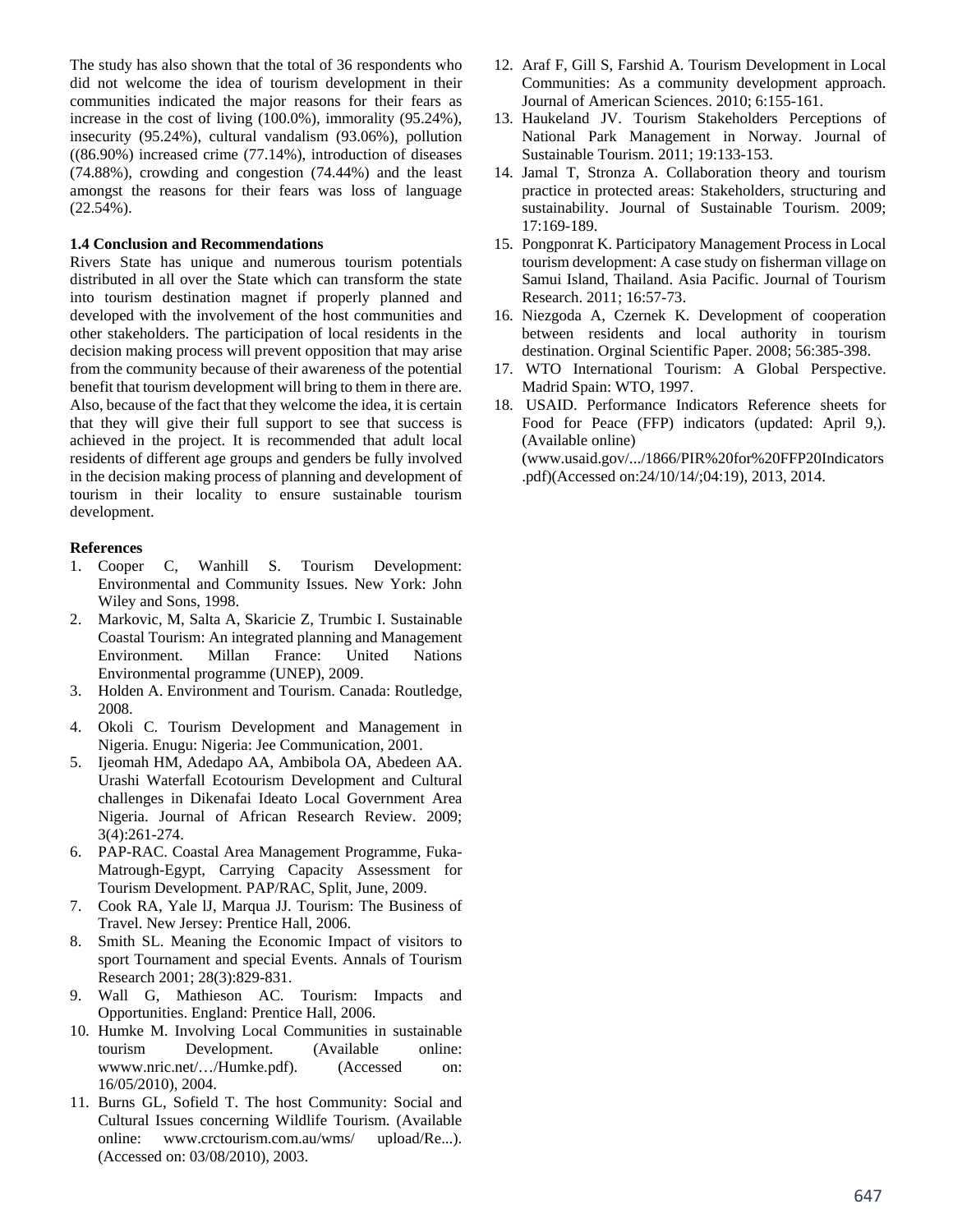The study has also shown that the total of 36 respondents who did not welcome the idea of tourism development in their communities indicated the major reasons for their fears as increase in the cost of living (100.0%), immorality (95.24%), insecurity (95.24%), cultural vandalism (93.06%), pollution ((86.90%) increased crime (77.14%), introduction of diseases (74.88%), crowding and congestion (74.44%) and the least amongst the reasons for their fears was loss of language (22.54%).

**1.4 Conclusion and Recommendations**

Rivers State has unique and numerous tourism potentials distributed in all over the State which can transform the state into tourism destination magnet if properly planned and developed with the involvement of the host communities and other stakeholders. The participation of local residents in the decision making process will prevent opposition that may arise from the community because of their awareness of the potential benefit that tourism development will bring to them in there are. Also, because of the fact that they welcome the idea, it is certain that they will give their full support to see that success is achieved in the project. It is recommended that adult local residents of different age groups and genders be fully involved in the decision making process of planning and development of tourism in their locality to ensure sustainable tourism development.

**References**

1. Cooper C, Wanhill S. Tourism Development: Environmental and Community Issues. New York: John Wiley and Sons, 1998.
2. Markovic, M, Salta A, Skaricie Z, Trumbic I. Sustainable Coastal Tourism: An integrated planning and Management Environment. Millan France: United Nations Environmental programme (UNEP), 2009.
3. Holden A. Environment and Tourism. Canada: Routledge, 2008.
4. Okoli C. Tourism Development and Management in Nigeria. Enugu: Nigeria: Jee Communication, 2001.
5. Ijeomah HM, Adedapo AA, Ambibola OA, Abedeen AA. Urashi Waterfall Ecotourism Development and Cultural challenges in Dikenafai Ideato Local Government Area Nigeria. Journal of African Research Review. 2009; 3(4):261-274.
6. PAP-RAC. Coastal Area Management Programme, Fuka-Matrough-Egypt, Carrying Capacity Assessment for Tourism Development. PAP/RAC, Split, June, 2009.
7. Cook RA, Yale lJ, Marqua JJ. Tourism: The Business of Travel. New Jersey: Prentice Hall, 2006.
8. Smith SL. Meaning the Economic Impact of visitors to sport Tournament and special Events. Annals of Tourism Research 2001; 28(3):829-831.
9. Wall G, Mathieson AC. Tourism: Impacts and Opportunities. England: Prentice Hall, 2006.
10. Humke M. Involving Local Communities in sustainable tourism Development. (Available online: wwww.nric.net/…/Humke.pdf). (Accessed on: 16/05/2010), 2004.
11. Burns GL, Sofield T. The host Community: Social and Cultural Issues concerning Wildlife Tourism. (Available online: www.crctourism.com.au/wms/ upload/Re...). (Accessed on: 03/08/2010), 2003.
12. Araf F, Gill S, Farshid A. Tourism Development in Local Communities: As a community development approach. Journal of American Sciences. 2010; 6:155-161.
13. Haukeland JV. Tourism Stakeholders Perceptions of National Park Management in Norway. Journal of Sustainable Tourism. 2011; 19:133-153.
14. Jamal T, Stronza A. Collaboration theory and tourism practice in protected areas: Stakeholders, structuring and sustainability. Journal of Sustainable Tourism. 2009; 17:169-189.
15. Pongponrat K. Participatory Management Process in Local tourism development: A case study on fisherman village on Samui Island, Thailand. Asia Pacific. Journal of Tourism Research. 2011; 16:57-73.
16. Niezgoda A, Czernek K. Development of cooperation between residents and local authority in tourism destination. Orginal Scientific Paper. 2008; 56:385-398.
17. WTO International Tourism: A Global Perspective. Madrid Spain: WTO, 1997.
18. USAID. Performance Indicators Reference sheets for Food for Peace (FFP) indicators (updated: April 9,). (Available online) (www.usaid.gov/.../1866/PIR%20for%20FFP20Indicators.pdf)(Accessed on:24/10/14/;04:19), 2013, 2014.